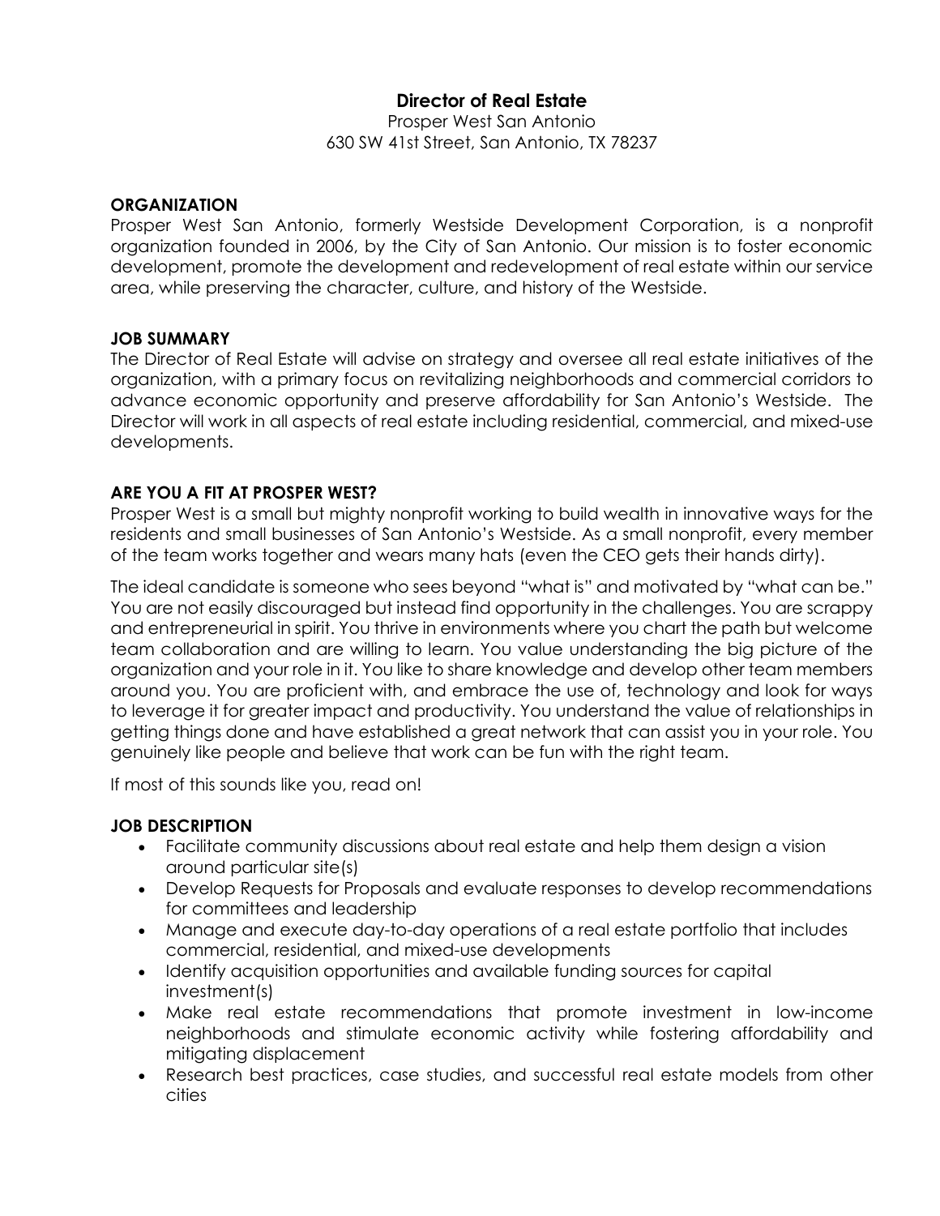# Director of Real Estate

Prosper West San Antonio
630 SW 41st Street, San Antonio, TX 78237

## ORGANIZATION

Prosper West San Antonio, formerly Westside Development Corporation, is a nonprofit organization founded in 2006, by the City of San Antonio. Our mission is to foster economic development, promote the development and redevelopment of real estate within our service area, while preserving the character, culture, and history of the Westside.

## JOB SUMMARY

The Director of Real Estate will advise on strategy and oversee all real estate initiatives of the organization, with a primary focus on revitalizing neighborhoods and commercial corridors to advance economic opportunity and preserve affordability for San Antonio's Westside. The Director will work in all aspects of real estate including residential, commercial, and mixed-use developments.

## ARE YOU A FIT AT PROSPER WEST?

Prosper West is a small but mighty nonprofit working to build wealth in innovative ways for the residents and small businesses of San Antonio's Westside. As a small nonprofit, every member of the team works together and wears many hats (even the CEO gets their hands dirty).

The ideal candidate is someone who sees beyond "what is" and motivated by "what can be." You are not easily discouraged but instead find opportunity in the challenges. You are scrappy and entrepreneurial in spirit. You thrive in environments where you chart the path but welcome team collaboration and are willing to learn. You value understanding the big picture of the organization and your role in it. You like to share knowledge and develop other team members around you. You are proficient with, and embrace the use of, technology and look for ways to leverage it for greater impact and productivity. You understand the value of relationships in getting things done and have established a great network that can assist you in your role. You genuinely like people and believe that work can be fun with the right team.

If most of this sounds like you, read on!

## JOB DESCRIPTION

- Facilitate community discussions about real estate and help them design a vision around particular site(s)
- Develop Requests for Proposals and evaluate responses to develop recommendations for committees and leadership
- Manage and execute day-to-day operations of a real estate portfolio that includes commercial, residential, and mixed-use developments
- Identify acquisition opportunities and available funding sources for capital investment(s)
- Make real estate recommendations that promote investment in low-income neighborhoods and stimulate economic activity while fostering affordability and mitigating displacement
- Research best practices, case studies, and successful real estate models from other cities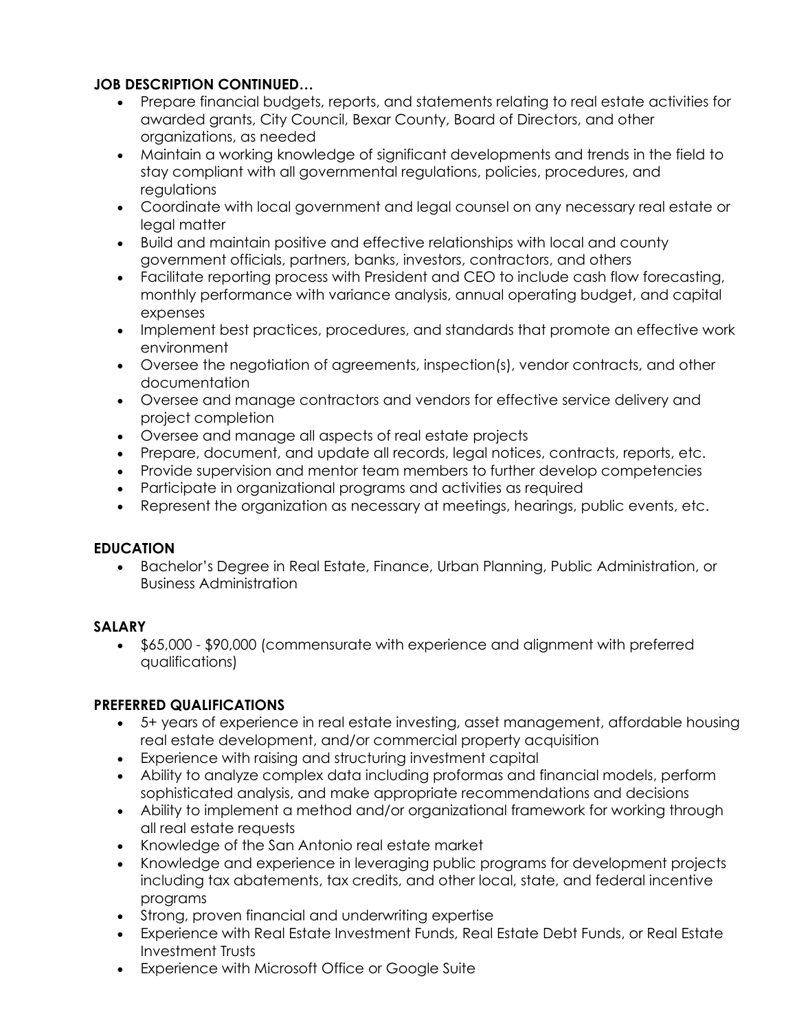**JOB DESCRIPTION CONTINUED…**

- Prepare financial budgets, reports, and statements relating to real estate activities for awarded grants, City Council, Bexar County, Board of Directors, and other organizations, as needed
- Maintain a working knowledge of significant developments and trends in the field to stay compliant with all governmental regulations, policies, procedures, and regulations
- Coordinate with local government and legal counsel on any necessary real estate or legal matter
- Build and maintain positive and effective relationships with local and county government officials, partners, banks, investors, contractors, and others
- Facilitate reporting process with President and CEO to include cash flow forecasting, monthly performance with variance analysis, annual operating budget, and capital expenses
- Implement best practices, procedures, and standards that promote an effective work environment
- Oversee the negotiation of agreements, inspection(s), vendor contracts, and other documentation
- Oversee and manage contractors and vendors for effective service delivery and project completion
- Oversee and manage all aspects of real estate projects
- Prepare, document, and update all records, legal notices, contracts, reports, etc.
- Provide supervision and mentor team members to further develop competencies
- Participate in organizational programs and activities as required
- Represent the organization as necessary at meetings, hearings, public events, etc.

**EDUCATION**

- Bachelor's Degree in Real Estate, Finance, Urban Planning, Public Administration, or Business Administration

**SALARY**

- $65,000 - $90,000 (commensurate with experience and alignment with preferred qualifications)

**PREFERRED QUALIFICATIONS**

- 5+ years of experience in real estate investing, asset management, affordable housing real estate development, and/or commercial property acquisition
- Experience with raising and structuring investment capital
- Ability to analyze complex data including proformas and financial models, perform sophisticated analysis, and make appropriate recommendations and decisions
- Ability to implement a method and/or organizational framework for working through all real estate requests
- Knowledge of the San Antonio real estate market
- Knowledge and experience in leveraging public programs for development projects including tax abatements, tax credits, and other local, state, and federal incentive programs
- Strong, proven financial and underwriting expertise
- Experience with Real Estate Investment Funds, Real Estate Debt Funds, or Real Estate Investment Trusts
- Experience with Microsoft Office or Google Suite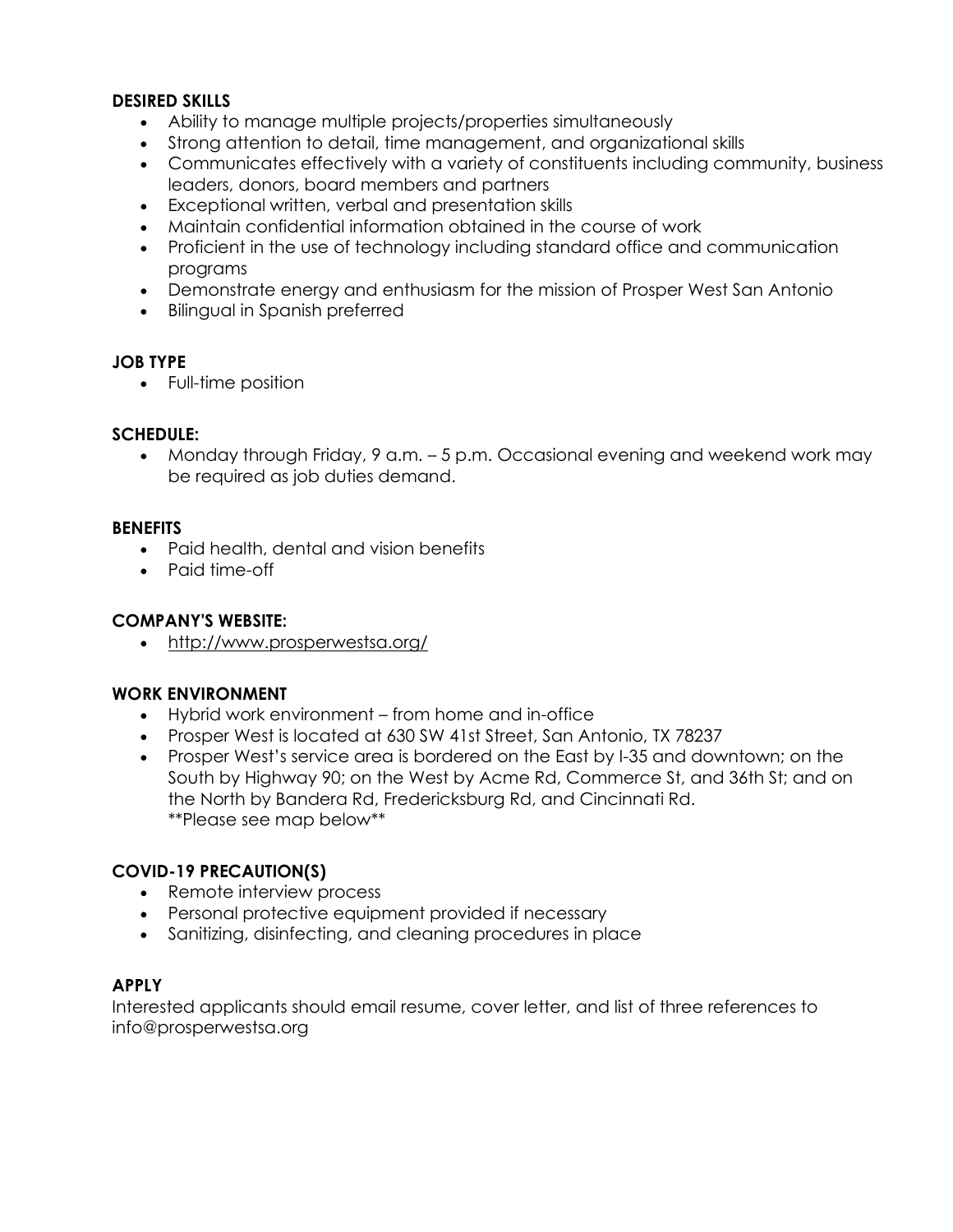**DESIRED SKILLS**

- Ability to manage multiple projects/properties simultaneously
- Strong attention to detail, time management, and organizational skills
- Communicates effectively with a variety of constituents including community, business leaders, donors, board members and partners
- Exceptional written, verbal and presentation skills
- Maintain confidential information obtained in the course of work
- Proficient in the use of technology including standard office and communication programs
- Demonstrate energy and enthusiasm for the mission of Prosper West San Antonio
- Bilingual in Spanish preferred

**JOB TYPE**

- Full-time position

**SCHEDULE:**

- Monday through Friday, 9 a.m. – 5 p.m. Occasional evening and weekend work may be required as job duties demand.

**BENEFITS**

- Paid health, dental and vision benefits
- Paid time-off

**COMPANY'S WEBSITE:**

- http://www.prosperwestsa.org/

**WORK ENVIRONMENT**

- Hybrid work environment – from home and in-office
- Prosper West is located at 630 SW 41st Street, San Antonio, TX 78237
- Prosper West's service area is bordered on the East by I-35 and downtown; on the South by Highway 90; on the West by Acme Rd, Commerce St, and 36th St; and on the North by Bandera Rd, Fredericksburg Rd, and Cincinnati Rd.
  **Please see map below**

**COVID-19 PRECAUTION(S)**

- Remote interview process
- Personal protective equipment provided if necessary
- Sanitizing, disinfecting, and cleaning procedures in place

**APPLY**

Interested applicants should email resume, cover letter, and list of three references to info@prosperwestsa.org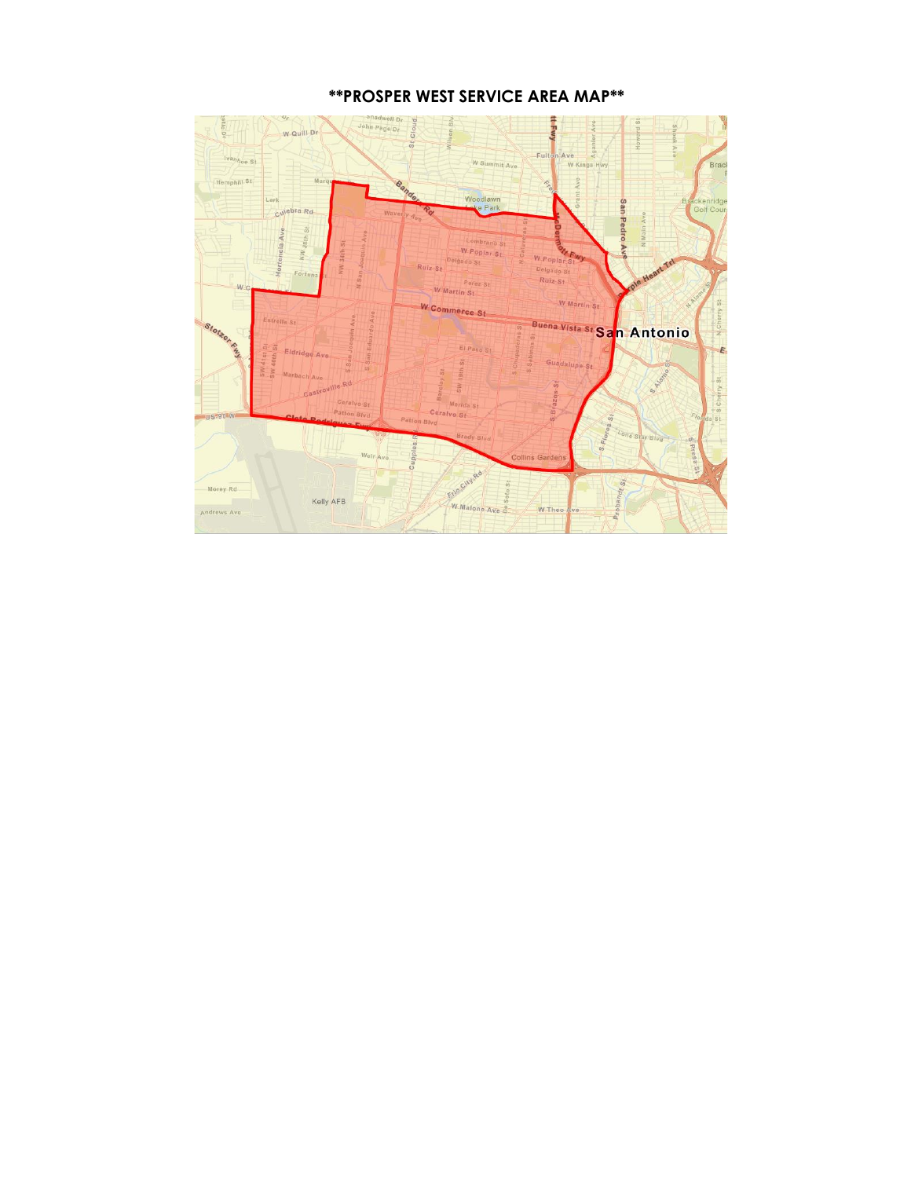**\*\*PROSPER WEST SERVICE AREA MAP\*\***